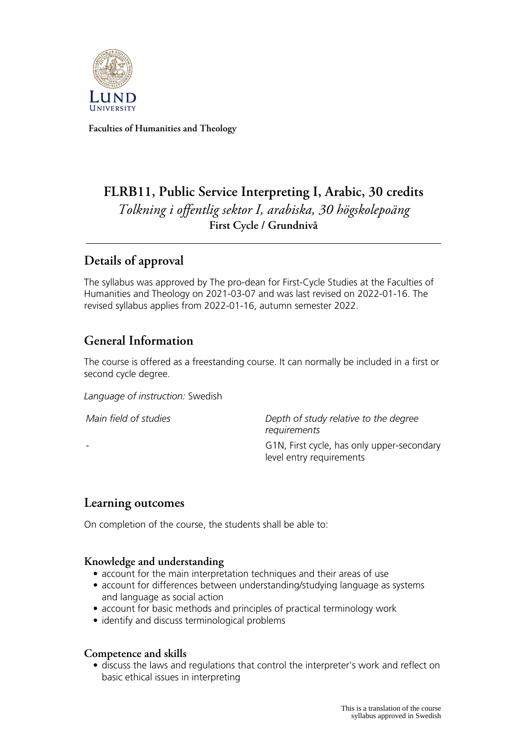Faculties of Humanities and Theology

# FLRB11, Public Service Interpreting I, Arabic, 30 credits

*Tolkning i offentlig sektor I, arabiska, 30 högskolepoäng*

**First Cycle / Grundnivå**

## Details of approval

The syllabus was approved by The pro-dean for First-Cycle Studies at the Faculties of Humanities and Theology on 2021-03-07 and was last revised on 2022-01-16. The revised syllabus applies from 2022-01-16, autumn semester 2022.

## General Information

The course is offered as a freestanding course. It can normally be included in a first or second cycle degree.

*Language of instruction:* Swedish

| *Main field of studies* | *Depth of study relative to the degree requirements* |
| --- | --- |
| - | G1N, First cycle, has only upper-secondary level entry requirements |

## Learning outcomes

On completion of the course, the students shall be able to:

### Knowledge and understanding

- account for the main interpretation techniques and their areas of use
- account for differences between understanding/studying language as systems and language as social action
- account for basic methods and principles of practical terminology work
- identify and discuss terminological problems

### Competence and skills

- discuss the laws and regulations that control the interpreter's work and reflect on basic ethical issues in interpreting

This is a translation of the course syllabus approved in Swedish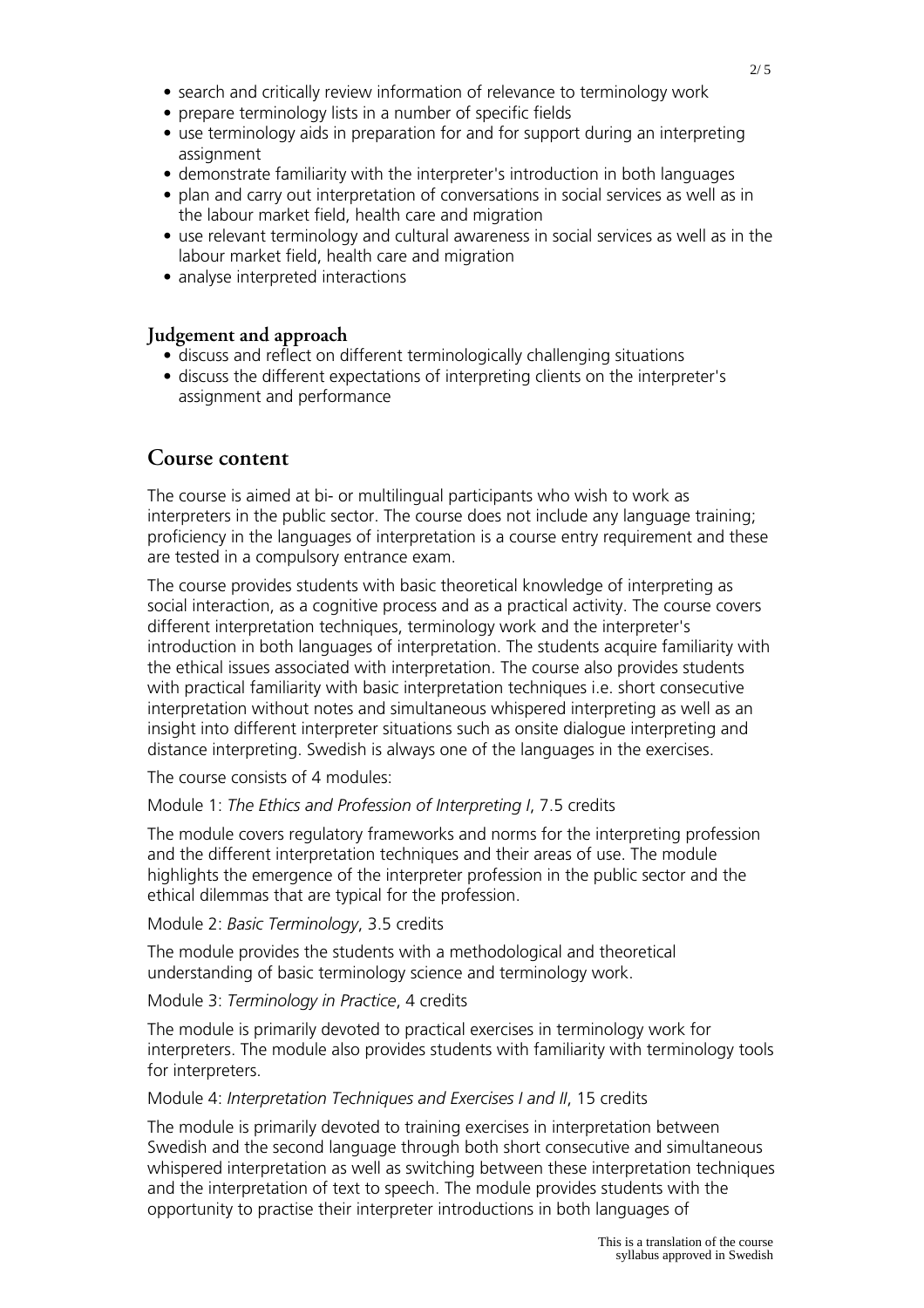- search and critically review information of relevance to terminology work
- prepare terminology lists in a number of specific fields
- use terminology aids in preparation for and for support during an interpreting assignment
- demonstrate familiarity with the interpreter's introduction in both languages
- plan and carry out interpretation of conversations in social services as well as in the labour market field, health care and migration
- use relevant terminology and cultural awareness in social services as well as in the labour market field, health care and migration
- analyse interpreted interactions

### Judgement and approach

- discuss and reflect on different terminologically challenging situations
- discuss the different expectations of interpreting clients on the interpreter's assignment and performance

## Course content

The course is aimed at bi- or multilingual participants who wish to work as interpreters in the public sector. The course does not include any language training; proficiency in the languages of interpretation is a course entry requirement and these are tested in a compulsory entrance exam.

The course provides students with basic theoretical knowledge of interpreting as social interaction, as a cognitive process and as a practical activity. The course covers different interpretation techniques, terminology work and the interpreter's introduction in both languages of interpretation. The students acquire familiarity with the ethical issues associated with interpretation. The course also provides students with practical familiarity with basic interpretation techniques i.e. short consecutive interpretation without notes and simultaneous whispered interpreting as well as an insight into different interpreter situations such as onsite dialogue interpreting and distance interpreting. Swedish is always one of the languages in the exercises.

The course consists of 4 modules:

Module 1: *The Ethics and Profession of Interpreting I*, 7.5 credits

The module covers regulatory frameworks and norms for the interpreting profession and the different interpretation techniques and their areas of use. The module highlights the emergence of the interpreter profession in the public sector and the ethical dilemmas that are typical for the profession.

Module 2: *Basic Terminology*, 3.5 credits

The module provides the students with a methodological and theoretical understanding of basic terminology science and terminology work.

Module 3: *Terminology in Practice*, 4 credits

The module is primarily devoted to practical exercises in terminology work for interpreters. The module also provides students with familiarity with terminology tools for interpreters.

Module 4: *Interpretation Techniques and Exercises I and II*, 15 credits

The module is primarily devoted to training exercises in interpretation between Swedish and the second language through both short consecutive and simultaneous whispered interpretation as well as switching between these interpretation techniques and the interpretation of text to speech. The module provides students with the opportunity to practise their interpreter introductions in both languages of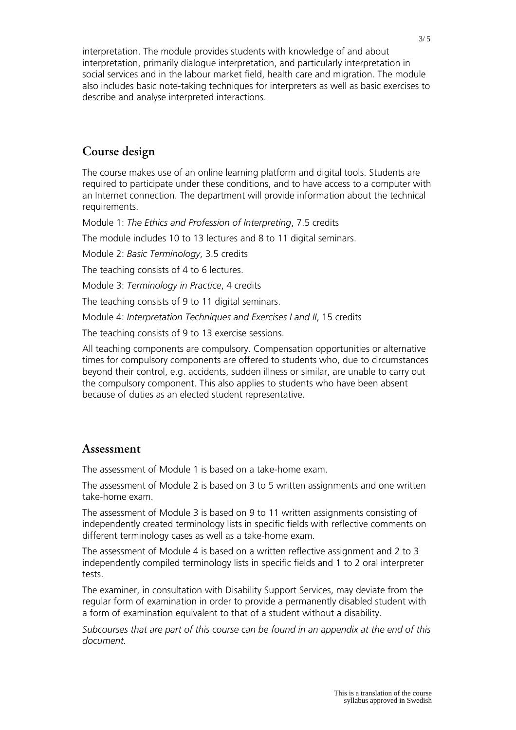interpretation. The module provides students with knowledge of and about interpretation, primarily dialogue interpretation, and particularly interpretation in social services and in the labour market field, health care and migration. The module also includes basic note-taking techniques for interpreters as well as basic exercises to describe and analyse interpreted interactions.

## Course design

The course makes use of an online learning platform and digital tools. Students are required to participate under these conditions, and to have access to a computer with an Internet connection. The department will provide information about the technical requirements.

Module 1: *The Ethics and Profession of Interpreting*, 7.5 credits

The module includes 10 to 13 lectures and 8 to 11 digital seminars.

Module 2: *Basic Terminology*, 3.5 credits

The teaching consists of 4 to 6 lectures.

Module 3: *Terminology in Practice*, 4 credits

The teaching consists of 9 to 11 digital seminars.

Module 4: *Interpretation Techniques and Exercises I and II*, 15 credits

The teaching consists of 9 to 13 exercise sessions.

All teaching components are compulsory. Compensation opportunities or alternative times for compulsory components are offered to students who, due to circumstances beyond their control, e.g. accidents, sudden illness or similar, are unable to carry out the compulsory component. This also applies to students who have been absent because of duties as an elected student representative.

## Assessment

The assessment of Module 1 is based on a take-home exam.

The assessment of Module 2 is based on 3 to 5 written assignments and one written take-home exam.

The assessment of Module 3 is based on 9 to 11 written assignments consisting of independently created terminology lists in specific fields with reflective comments on different terminology cases as well as a take-home exam.

The assessment of Module 4 is based on a written reflective assignment and 2 to 3 independently compiled terminology lists in specific fields and 1 to 2 oral interpreter tests.

The examiner, in consultation with Disability Support Services, may deviate from the regular form of examination in order to provide a permanently disabled student with a form of examination equivalent to that of a student without a disability.

*Subcourses that are part of this course can be found in an appendix at the end of this document.*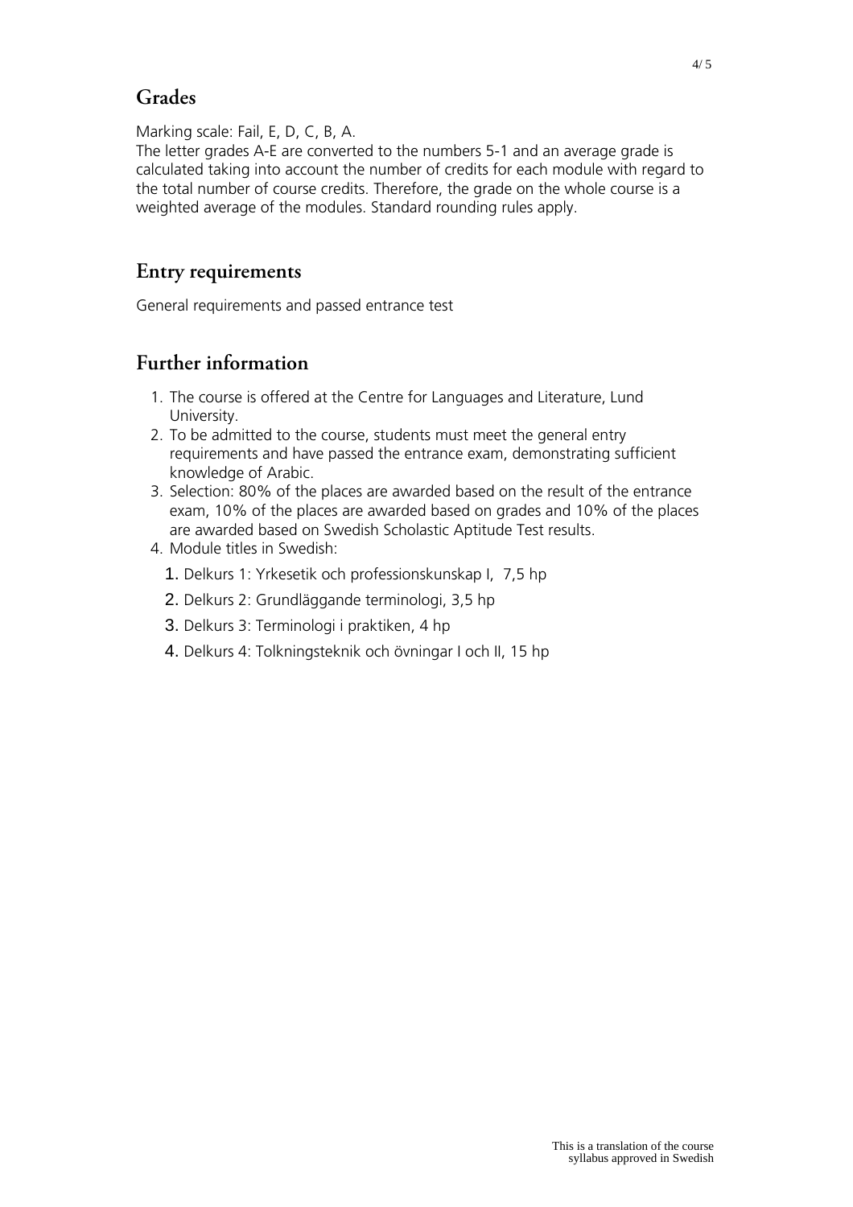## Grades

Marking scale: Fail, E, D, C, B, A.
The letter grades A-E are converted to the numbers 5-1 and an average grade is calculated taking into account the number of credits for each module with regard to the total number of course credits. Therefore, the grade on the whole course is a weighted average of the modules. Standard rounding rules apply.

## Entry requirements

General requirements and passed entrance test

## Further information

1. The course is offered at the Centre for Languages and Literature, Lund University.
2. To be admitted to the course, students must meet the general entry requirements and have passed the entrance exam, demonstrating sufficient knowledge of Arabic.
3. Selection: 80% of the places are awarded based on the result of the entrance exam, 10% of the places are awarded based on grades and 10% of the places are awarded based on Swedish Scholastic Aptitude Test results.
4. Module titles in Swedish:
    1. Delkurs 1: Yrkesetik och professionskunskap I, 7,5 hp
    2. Delkurs 2: Grundläggande terminologi, 3,5 hp
    3. Delkurs 3: Terminologi i praktiken, 4 hp
    4. Delkurs 4: Tolkningsteknik och övningar I och II, 15 hp

This is a translation of the course syllabus approved in Swedish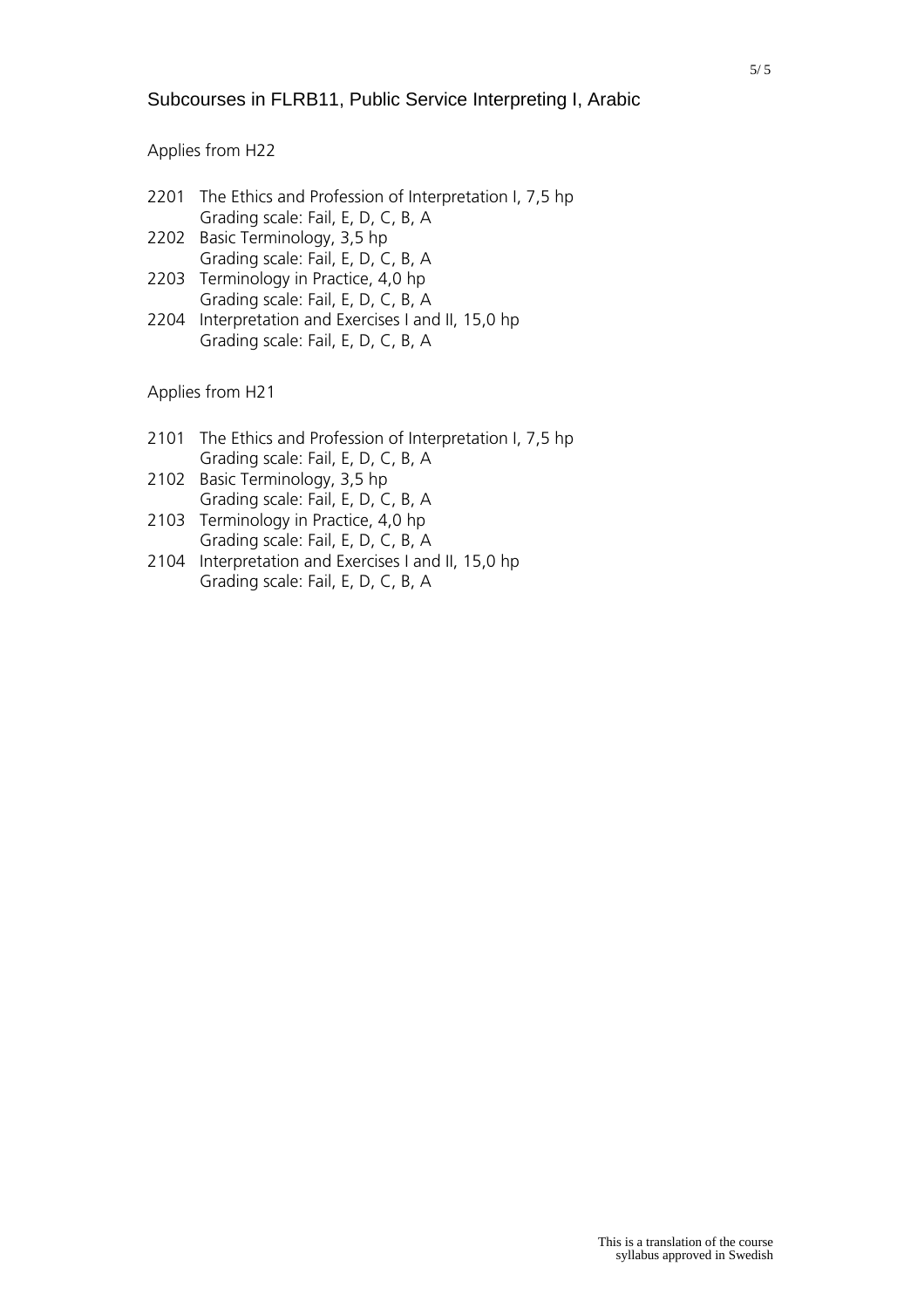## Subcourses in FLRB11, Public Service Interpreting I, Arabic

Applies from H22

2201 The Ethics and Profession of Interpretation I, 7,5 hp
Grading scale: Fail, E, D, C, B, A

2202 Basic Terminology, 3,5 hp
Grading scale: Fail, E, D, C, B, A

2203 Terminology in Practice, 4,0 hp
Grading scale: Fail, E, D, C, B, A

2204 Interpretation and Exercises I and II, 15,0 hp
Grading scale: Fail, E, D, C, B, A

Applies from H21

2101 The Ethics and Profession of Interpretation I, 7,5 hp
Grading scale: Fail, E, D, C, B, A

2102 Basic Terminology, 3,5 hp
Grading scale: Fail, E, D, C, B, A

2103 Terminology in Practice, 4,0 hp
Grading scale: Fail, E, D, C, B, A

2104 Interpretation and Exercises I and II, 15,0 hp
Grading scale: Fail, E, D, C, B, A

This is a translation of the course syllabus approved in Swedish